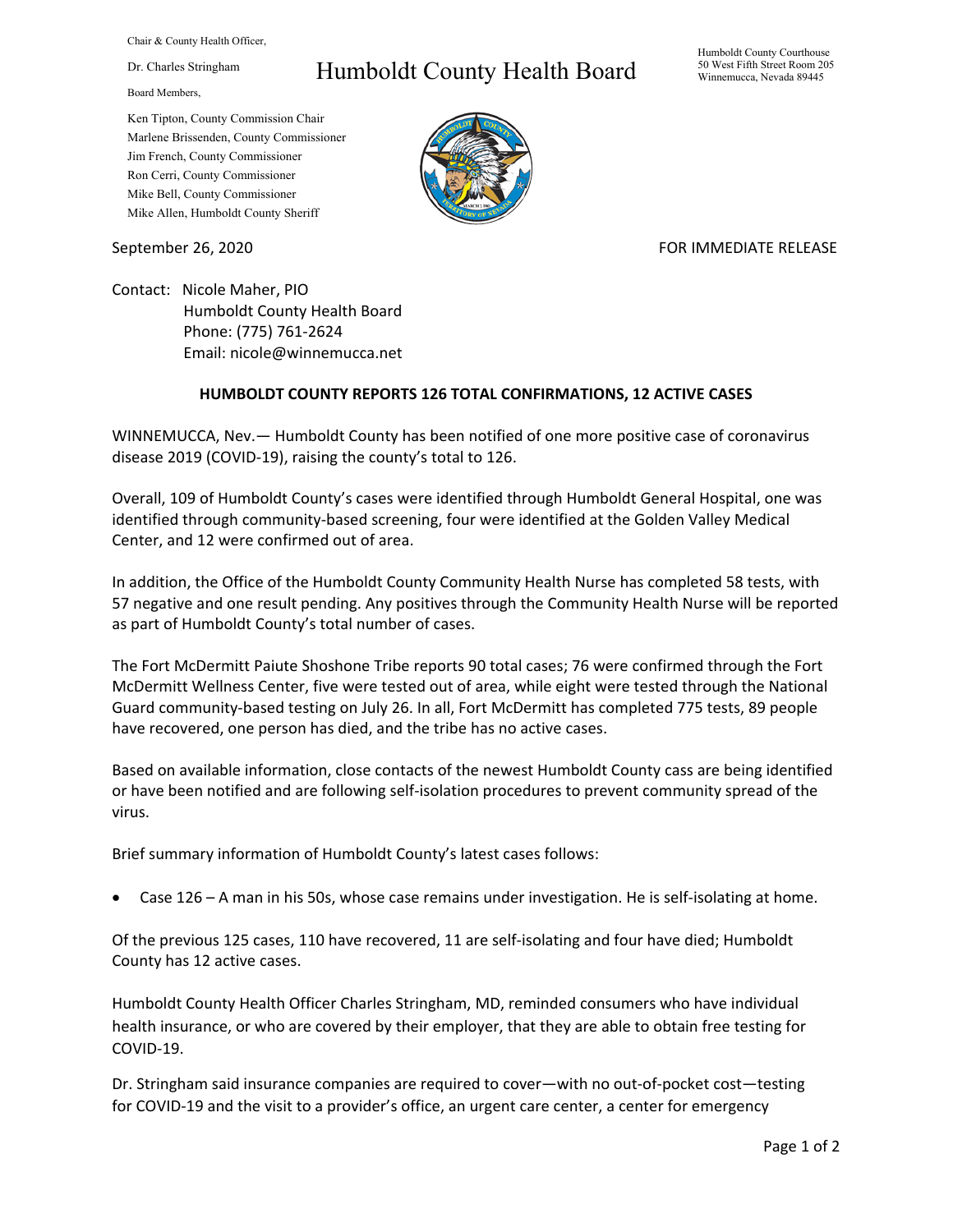Chair & County Health Officer,

Dr. Charles Stringham

Board Members,

Ken Tipton, County Commission Chair
Marlene Brissenden, County Commissioner
Jim French, County Commissioner
Ron Cerri, County Commissioner
Mike Bell, County Commissioner
Mike Allen, Humboldt County Sheriff

# Humboldt County Health Board

Humboldt County Courthouse
50 West Fifth Street Room 205
Winnemucca, Nevada 89445

September 26, 2020

FOR IMMEDIATE RELEASE

Contact: Nicole Maher, PIO
Humboldt County Health Board
Phone: (775) 761-2624
Email: nicole@winnemucca.net

**HUMBOLDT COUNTY REPORTS 126 TOTAL CONFIRMATIONS, 12 ACTIVE CASES**

WINNEMUCCA, Nev.— Humboldt County has been notified of one more positive case of coronavirus disease 2019 (COVID-19), raising the county's total to 126.

Overall, 109 of Humboldt County's cases were identified through Humboldt General Hospital, one was identified through community-based screening, four were identified at the Golden Valley Medical Center, and 12 were confirmed out of area.

In addition, the Office of the Humboldt County Community Health Nurse has completed 58 tests, with 57 negative and one result pending. Any positives through the Community Health Nurse will be reported as part of Humboldt County's total number of cases.

The Fort McDermitt Paiute Shoshone Tribe reports 90 total cases; 76 were confirmed through the Fort McDermitt Wellness Center, five were tested out of area, while eight were tested through the National Guard community-based testing on July 26. In all, Fort McDermitt has completed 775 tests, 89 people have recovered, one person has died, and the tribe has no active cases.

Based on available information, close contacts of the newest Humboldt County cass are being identified or have been notified and are following self-isolation procedures to prevent community spread of the virus.

Brief summary information of Humboldt County's latest cases follows:

- Case 126 – A man in his 50s, whose case remains under investigation. He is self-isolating at home.

Of the previous 125 cases, 110 have recovered, 11 are self-isolating and four have died; Humboldt County has 12 active cases.

Humboldt County Health Officer Charles Stringham, MD, reminded consumers who have individual health insurance, or who are covered by their employer, that they are able to obtain free testing for COVID-19.

Dr. Stringham said insurance companies are required to cover—with no out-of-pocket cost—testing for COVID-19 and the visit to a provider's office, an urgent care center, a center for emergency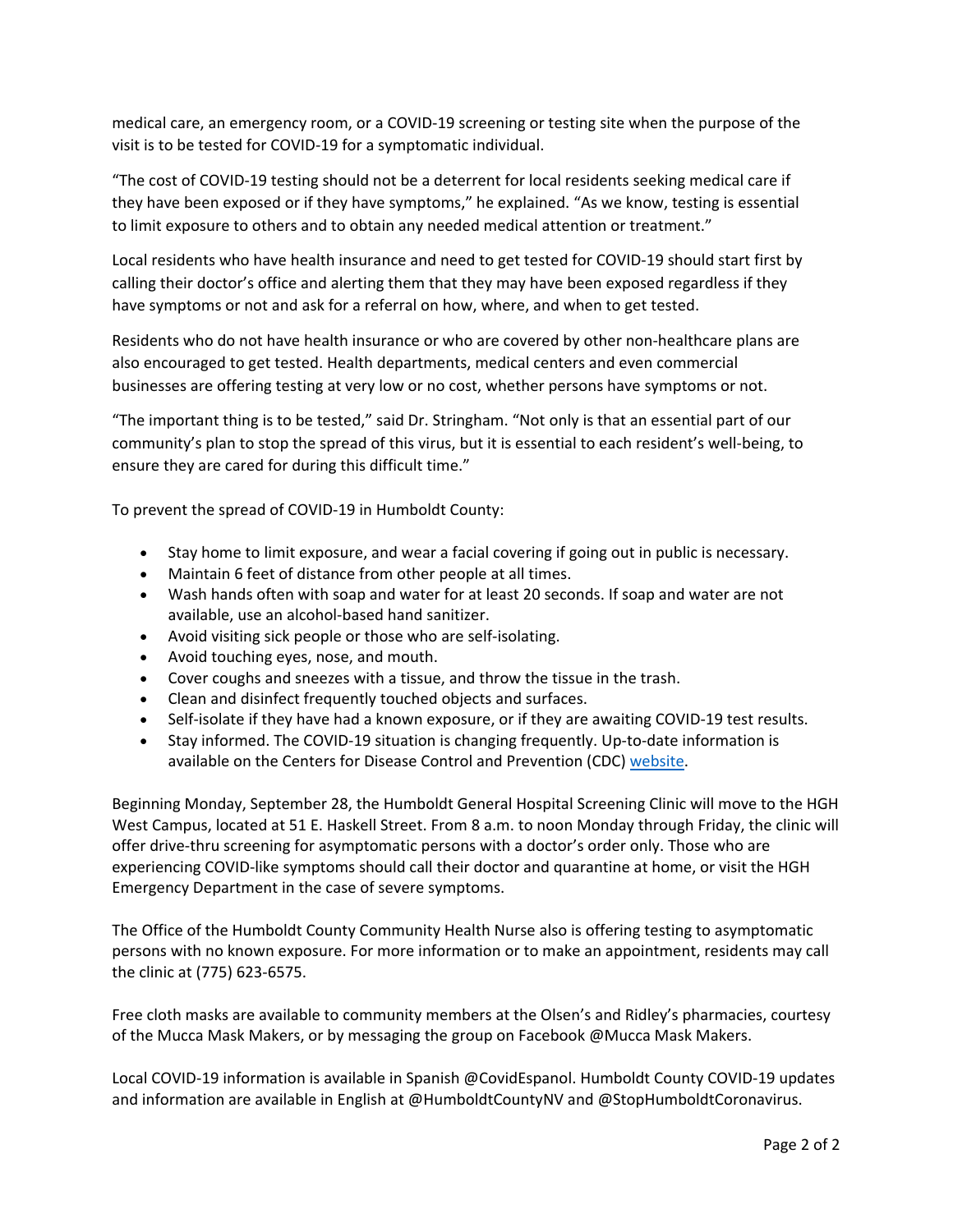medical care, an emergency room, or a COVID-19 screening or testing site when the purpose of the visit is to be tested for COVID-19 for a symptomatic individual.

"The cost of COVID-19 testing should not be a deterrent for local residents seeking medical care if they have been exposed or if they have symptoms," he explained. "As we know, testing is essential to limit exposure to others and to obtain any needed medical attention or treatment."

Local residents who have health insurance and need to get tested for COVID-19 should start first by calling their doctor's office and alerting them that they may have been exposed regardless if they have symptoms or not and ask for a referral on how, where, and when to get tested.

Residents who do not have health insurance or who are covered by other non-healthcare plans are also encouraged to get tested. Health departments, medical centers and even commercial businesses are offering testing at very low or no cost, whether persons have symptoms or not.

"The important thing is to be tested," said Dr. Stringham. "Not only is that an essential part of our community's plan to stop the spread of this virus, but it is essential to each resident's well-being, to ensure they are cared for during this difficult time."

To prevent the spread of COVID-19 in Humboldt County:

- Stay home to limit exposure, and wear a facial covering if going out in public is necessary.
- Maintain 6 feet of distance from other people at all times.
- Wash hands often with soap and water for at least 20 seconds. If soap and water are not available, use an alcohol-based hand sanitizer.
- Avoid visiting sick people or those who are self-isolating.
- Avoid touching eyes, nose, and mouth.
- Cover coughs and sneezes with a tissue, and throw the tissue in the trash.
- Clean and disinfect frequently touched objects and surfaces.
- Self-isolate if they have had a known exposure, or if they are awaiting COVID-19 test results.
- Stay informed. The COVID-19 situation is changing frequently. Up-to-date information is available on the Centers for Disease Control and Prevention (CDC) website.

Beginning Monday, September 28, the Humboldt General Hospital Screening Clinic will move to the HGH West Campus, located at 51 E. Haskell Street. From 8 a.m. to noon Monday through Friday, the clinic will offer drive-thru screening for asymptomatic persons with a doctor's order only. Those who are experiencing COVID-like symptoms should call their doctor and quarantine at home, or visit the HGH Emergency Department in the case of severe symptoms.

The Office of the Humboldt County Community Health Nurse also is offering testing to asymptomatic persons with no known exposure. For more information or to make an appointment, residents may call the clinic at (775) 623-6575.

Free cloth masks are available to community members at the Olsen's and Ridley's pharmacies, courtesy of the Mucca Mask Makers, or by messaging the group on Facebook @Mucca Mask Makers.

Local COVID-19 information is available in Spanish @CovidEspanol. Humboldt County COVID-19 updates and information are available in English at @HumboldtCountyNV and @StopHumboldtCoronavirus.